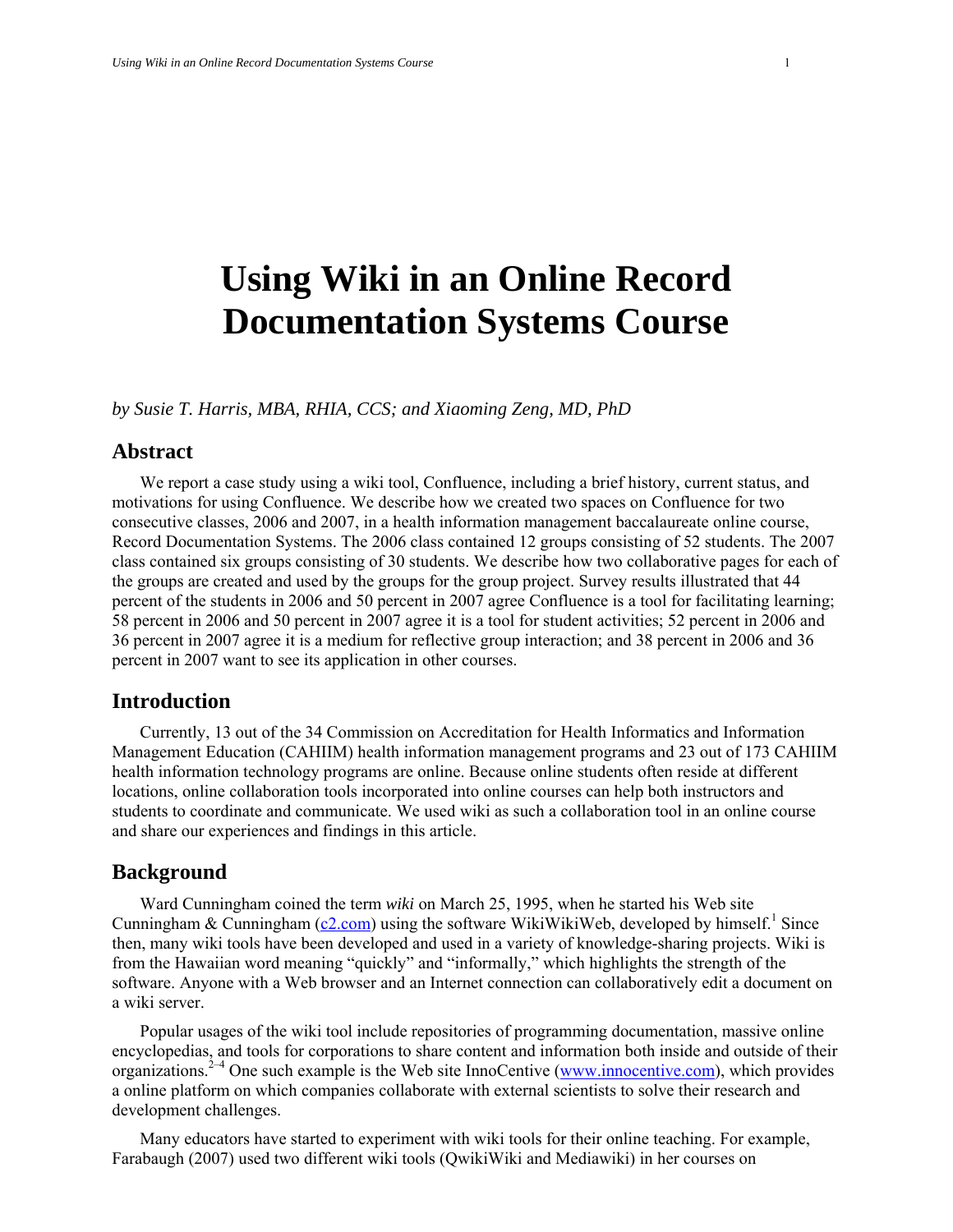# Using Wiki in an Online Record Documentation Systems Course

*by Susie T. Harris, MBA, RHIA, CCS; and Xiaoming Zeng, MD, PhD*

## Abstract

We report a case study using a wiki tool, Confluence, including a brief history, current status, and motivations for using Confluence. We describe how we created two spaces on Confluence for two consecutive classes, 2006 and 2007, in a health information management baccalaureate online course, Record Documentation Systems. The 2006 class contained 12 groups consisting of 52 students. The 2007 class contained six groups consisting of 30 students. We describe how two collaborative pages for each of the groups are created and used by the groups for the group project. Survey results illustrated that 44 percent of the students in 2006 and 50 percent in 2007 agree Confluence is a tool for facilitating learning; 58 percent in 2006 and 50 percent in 2007 agree it is a tool for student activities; 52 percent in 2006 and 36 percent in 2007 agree it is a medium for reflective group interaction; and 38 percent in 2006 and 36 percent in 2007 want to see its application in other courses.

## Introduction

Currently, 13 out of the 34 Commission on Accreditation for Health Informatics and Information Management Education (CAHIIM) health information management programs and 23 out of 173 CAHIIM health information technology programs are online. Because online students often reside at different locations, online collaboration tools incorporated into online courses can help both instructors and students to coordinate and communicate. We used wiki as such a collaboration tool in an online course and share our experiences and findings in this article.

## Background

Ward Cunningham coined the term *wiki* on March 25, 1995, when he started his Web site Cunningham & Cunningham (c2.com) using the software WikiWikiWeb, developed by himself.[1] Since then, many wiki tools have been developed and used in a variety of knowledge-sharing projects. Wiki is from the Hawaiian word meaning "quickly" and "informally," which highlights the strength of the software. Anyone with a Web browser and an Internet connection can collaboratively edit a document on a wiki server.

Popular usages of the wiki tool include repositories of programming documentation, massive online encyclopedias, and tools for corporations to share content and information both inside and outside of their organizations.[2–4] One such example is the Web site InnoCentive (www.innocentive.com), which provides a online platform on which companies collaborate with external scientists to solve their research and development challenges.

Many educators have started to experiment with wiki tools for their online teaching. For example, Farabaugh (2007) used two different wiki tools (QwikiWiki and Mediawiki) in her courses on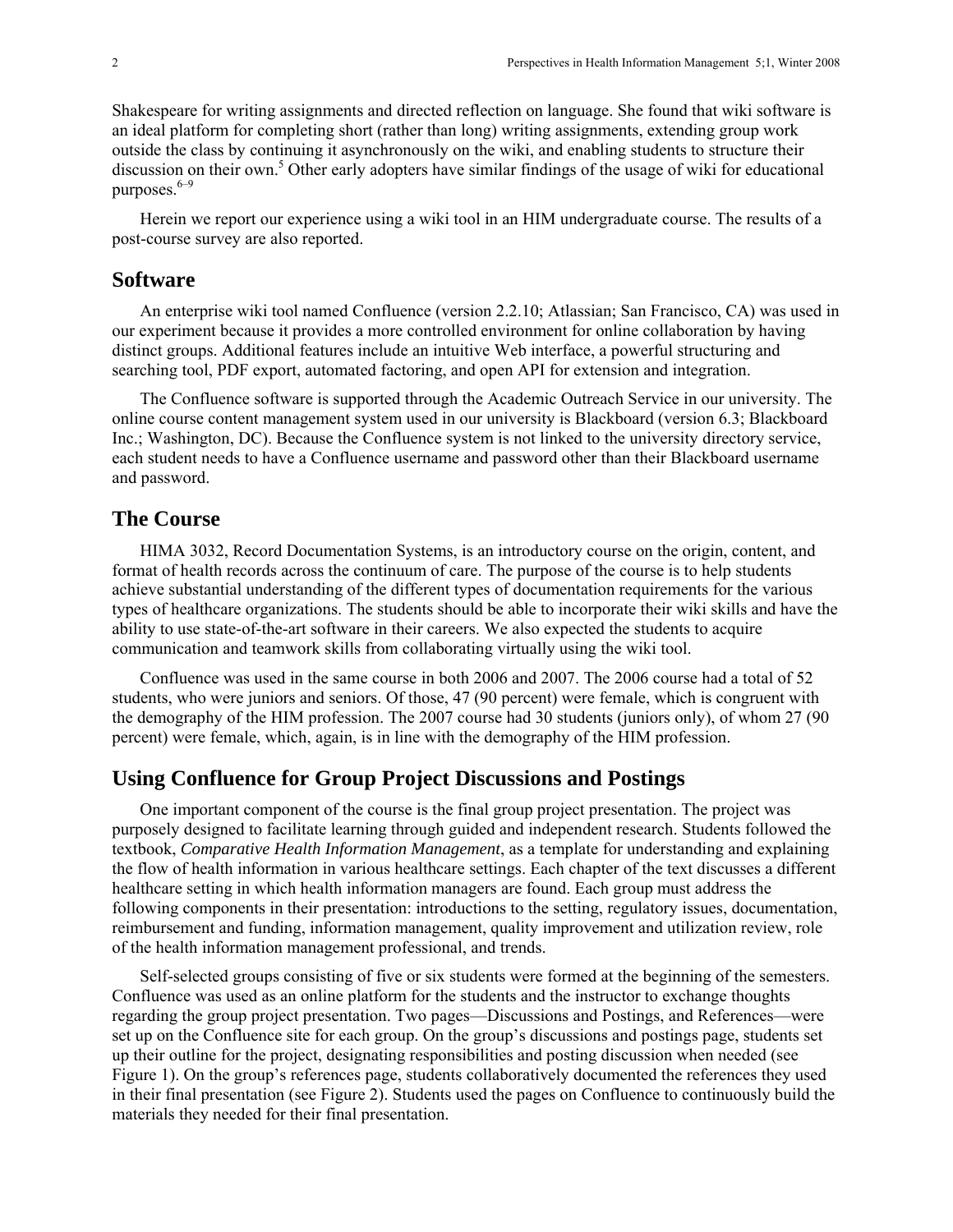Shakespeare for writing assignments and directed reflection on language. She found that wiki software is an ideal platform for completing short (rather than long) writing assignments, extending group work outside the class by continuing it asynchronously on the wiki, and enabling students to structure their discussion on their own.[5] Other early adopters have similar findings of the usage of wiki for educational purposes.[6–9]

Herein we report our experience using a wiki tool in an HIM undergraduate course. The results of a post-course survey are also reported.

## Software

An enterprise wiki tool named Confluence (version 2.2.10; Atlassian; San Francisco, CA) was used in our experiment because it provides a more controlled environment for online collaboration by having distinct groups. Additional features include an intuitive Web interface, a powerful structuring and searching tool, PDF export, automated factoring, and open API for extension and integration.

The Confluence software is supported through the Academic Outreach Service in our university. The online course content management system used in our university is Blackboard (version 6.3; Blackboard Inc.; Washington, DC). Because the Confluence system is not linked to the university directory service, each student needs to have a Confluence username and password other than their Blackboard username and password.

## The Course

HIMA 3032, Record Documentation Systems, is an introductory course on the origin, content, and format of health records across the continuum of care. The purpose of the course is to help students achieve substantial understanding of the different types of documentation requirements for the various types of healthcare organizations. The students should be able to incorporate their wiki skills and have the ability to use state-of-the-art software in their careers. We also expected the students to acquire communication and teamwork skills from collaborating virtually using the wiki tool.

Confluence was used in the same course in both 2006 and 2007. The 2006 course had a total of 52 students, who were juniors and seniors. Of those, 47 (90 percent) were female, which is congruent with the demography of the HIM profession. The 2007 course had 30 students (juniors only), of whom 27 (90 percent) were female, which, again, is in line with the demography of the HIM profession.

## Using Confluence for Group Project Discussions and Postings

One important component of the course is the final group project presentation. The project was purposely designed to facilitate learning through guided and independent research. Students followed the textbook, *Comparative Health Information Management*, as a template for understanding and explaining the flow of health information in various healthcare settings. Each chapter of the text discusses a different healthcare setting in which health information managers are found. Each group must address the following components in their presentation: introductions to the setting, regulatory issues, documentation, reimbursement and funding, information management, quality improvement and utilization review, role of the health information management professional, and trends.

Self-selected groups consisting of five or six students were formed at the beginning of the semesters. Confluence was used as an online platform for the students and the instructor to exchange thoughts regarding the group project presentation. Two pages—Discussions and Postings, and References—were set up on the Confluence site for each group. On the group's discussions and postings page, students set up their outline for the project, designating responsibilities and posting discussion when needed (see Figure 1). On the group's references page, students collaboratively documented the references they used in their final presentation (see Figure 2). Students used the pages on Confluence to continuously build the materials they needed for their final presentation.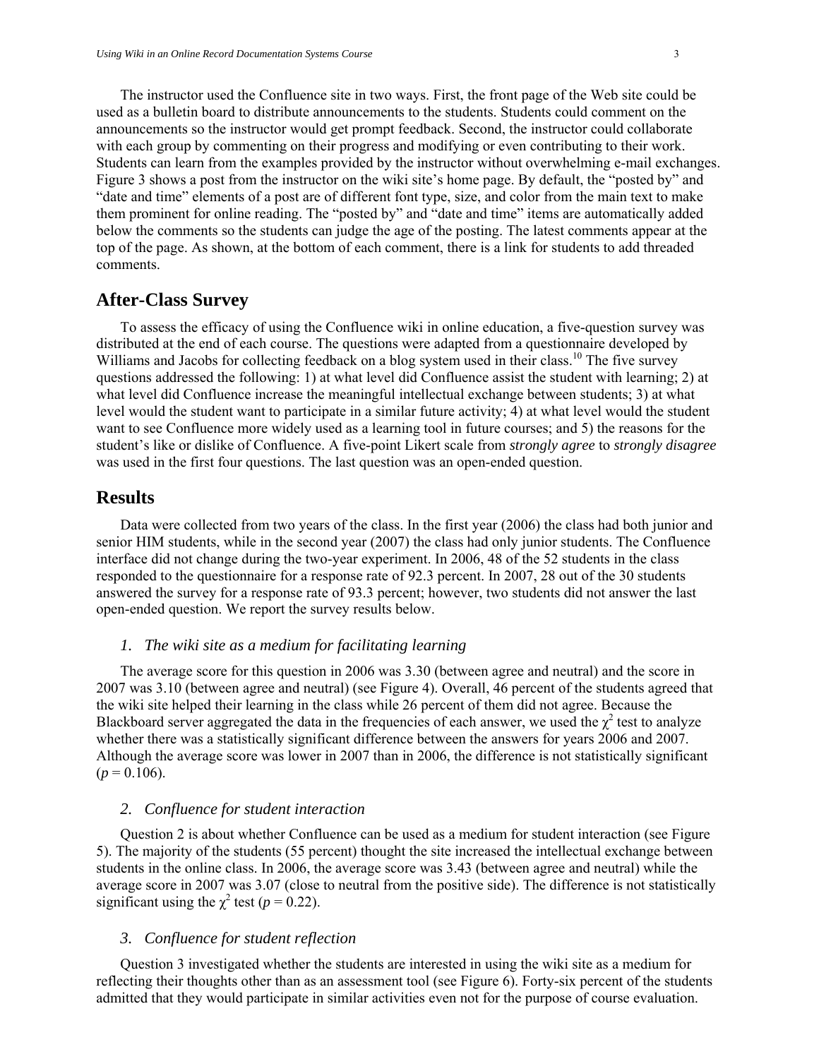The instructor used the Confluence site in two ways. First, the front page of the Web site could be used as a bulletin board to distribute announcements to the students. Students could comment on the announcements so the instructor would get prompt feedback. Second, the instructor could collaborate with each group by commenting on their progress and modifying or even contributing to their work. Students can learn from the examples provided by the instructor without overwhelming e-mail exchanges. Figure 3 shows a post from the instructor on the wiki site's home page. By default, the "posted by" and "date and time" elements of a post are of different font type, size, and color from the main text to make them prominent for online reading. The "posted by" and "date and time" items are automatically added below the comments so the students can judge the age of the posting. The latest comments appear at the top of the page. As shown, at the bottom of each comment, there is a link for students to add threaded comments.

## After-Class Survey

To assess the efficacy of using the Confluence wiki in online education, a five-question survey was distributed at the end of each course. The questions were adapted from a questionnaire developed by Williams and Jacobs for collecting feedback on a blog system used in their class.[10] The five survey questions addressed the following: 1) at what level did Confluence assist the student with learning; 2) at what level did Confluence increase the meaningful intellectual exchange between students; 3) at what level would the student want to participate in a similar future activity; 4) at what level would the student want to see Confluence more widely used as a learning tool in future courses; and 5) the reasons for the student's like or dislike of Confluence. A five-point Likert scale from *strongly agree* to *strongly disagree* was used in the first four questions. The last question was an open-ended question.

## Results

Data were collected from two years of the class. In the first year (2006) the class had both junior and senior HIM students, while in the second year (2007) the class had only junior students. The Confluence interface did not change during the two-year experiment. In 2006, 48 of the 52 students in the class responded to the questionnaire for a response rate of 92.3 percent. In 2007, 28 out of the 30 students answered the survey for a response rate of 93.3 percent; however, two students did not answer the last open-ended question. We report the survey results below.

### 1. *The wiki site as a medium for facilitating learning*

The average score for this question in 2006 was 3.30 (between agree and neutral) and the score in 2007 was 3.10 (between agree and neutral) (see Figure 4). Overall, 46 percent of the students agreed that the wiki site helped their learning in the class while 26 percent of them did not agree. Because the Blackboard server aggregated the data in the frequencies of each answer, we used the $\chi^2$ test to analyze whether there was a statistically significant difference between the answers for years 2006 and 2007. Although the average score was lower in 2007 than in 2006, the difference is not statistically significant ($p = 0.106$).

### 2. *Confluence for student interaction*

Question 2 is about whether Confluence can be used as a medium for student interaction (see Figure 5). The majority of the students (55 percent) thought the site increased the intellectual exchange between students in the online class. In 2006, the average score was 3.43 (between agree and neutral) while the average score in 2007 was 3.07 (close to neutral from the positive side). The difference is not statistically significant using the $\chi^2$ test ($p = 0.22$).

### 3. *Confluence for student reflection*

Question 3 investigated whether the students are interested in using the wiki site as a medium for reflecting their thoughts other than as an assessment tool (see Figure 6). Forty-six percent of the students admitted that they would participate in similar activities even not for the purpose of course evaluation.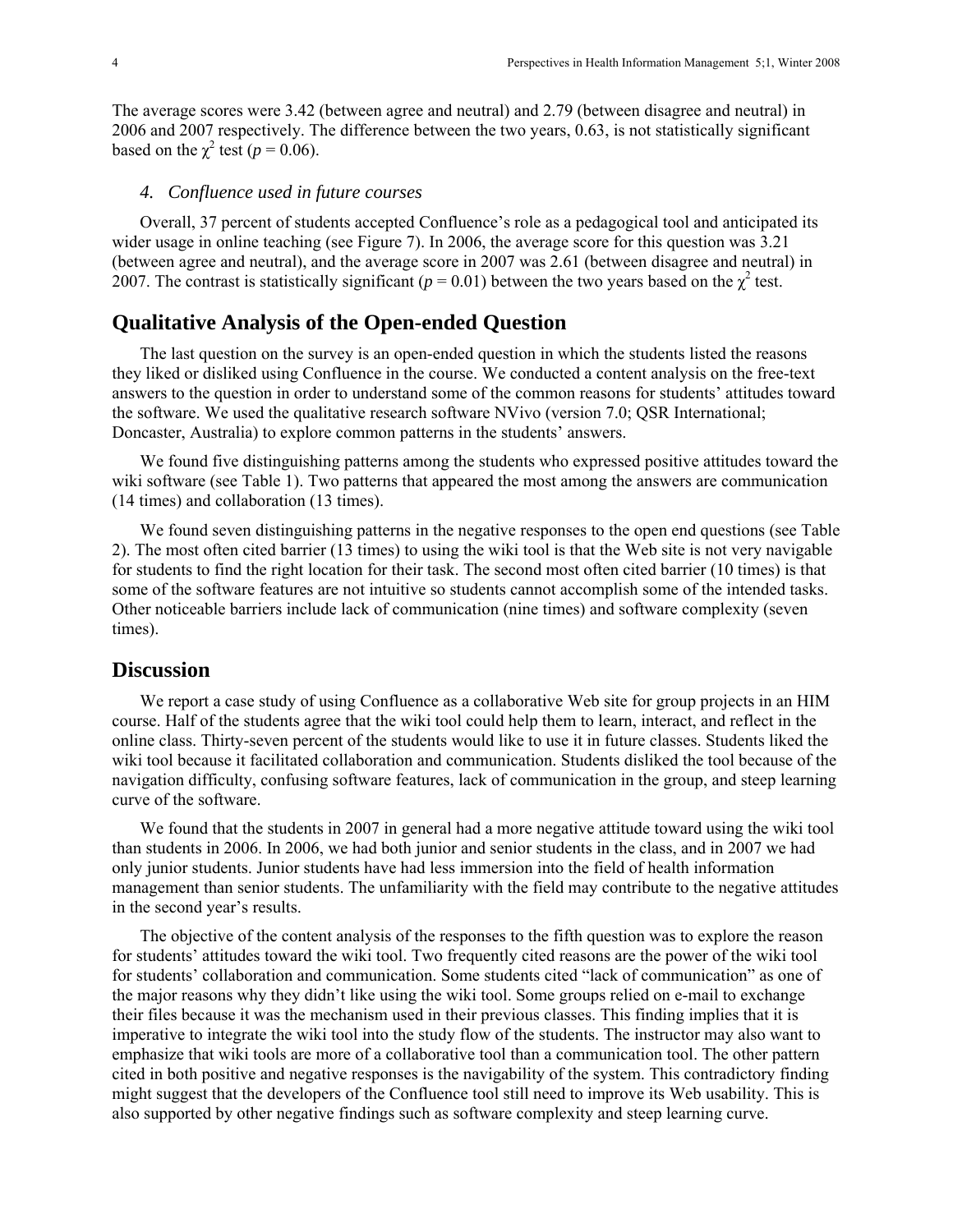The average scores were 3.42 (between agree and neutral) and 2.79 (between disagree and neutral) in 2006 and 2007 respectively. The difference between the two years, 0.63, is not statistically significant based on the $\chi^2$ test ($p = 0.06$).

### *4. Confluence used in future courses*

Overall, 37 percent of students accepted Confluence's role as a pedagogical tool and anticipated its wider usage in online teaching (see Figure 7). In 2006, the average score for this question was 3.21 (between agree and neutral), and the average score in 2007 was 2.61 (between disagree and neutral) in 2007. The contrast is statistically significant ($p = 0.01$) between the two years based on the $\chi^2$ test.

## Qualitative Analysis of the Open-ended Question

The last question on the survey is an open-ended question in which the students listed the reasons they liked or disliked using Confluence in the course. We conducted a content analysis on the free-text answers to the question in order to understand some of the common reasons for students' attitudes toward the software. We used the qualitative research software NVivo (version 7.0; QSR International; Doncaster, Australia) to explore common patterns in the students' answers.

We found five distinguishing patterns among the students who expressed positive attitudes toward the wiki software (see Table 1). Two patterns that appeared the most among the answers are communication (14 times) and collaboration (13 times).

We found seven distinguishing patterns in the negative responses to the open end questions (see Table 2). The most often cited barrier (13 times) to using the wiki tool is that the Web site is not very navigable for students to find the right location for their task. The second most often cited barrier (10 times) is that some of the software features are not intuitive so students cannot accomplish some of the intended tasks. Other noticeable barriers include lack of communication (nine times) and software complexity (seven times).

## Discussion

We report a case study of using Confluence as a collaborative Web site for group projects in an HIM course. Half of the students agree that the wiki tool could help them to learn, interact, and reflect in the online class. Thirty-seven percent of the students would like to use it in future classes. Students liked the wiki tool because it facilitated collaboration and communication. Students disliked the tool because of the navigation difficulty, confusing software features, lack of communication in the group, and steep learning curve of the software.

We found that the students in 2007 in general had a more negative attitude toward using the wiki tool than students in 2006. In 2006, we had both junior and senior students in the class, and in 2007 we had only junior students. Junior students have had less immersion into the field of health information management than senior students. The unfamiliarity with the field may contribute to the negative attitudes in the second year's results.

The objective of the content analysis of the responses to the fifth question was to explore the reason for students' attitudes toward the wiki tool. Two frequently cited reasons are the power of the wiki tool for students' collaboration and communication. Some students cited "lack of communication" as one of the major reasons why they didn't like using the wiki tool. Some groups relied on e-mail to exchange their files because it was the mechanism used in their previous classes. This finding implies that it is imperative to integrate the wiki tool into the study flow of the students. The instructor may also want to emphasize that wiki tools are more of a collaborative tool than a communication tool. The other pattern cited in both positive and negative responses is the navigability of the system. This contradictory finding might suggest that the developers of the Confluence tool still need to improve its Web usability. This is also supported by other negative findings such as software complexity and steep learning curve.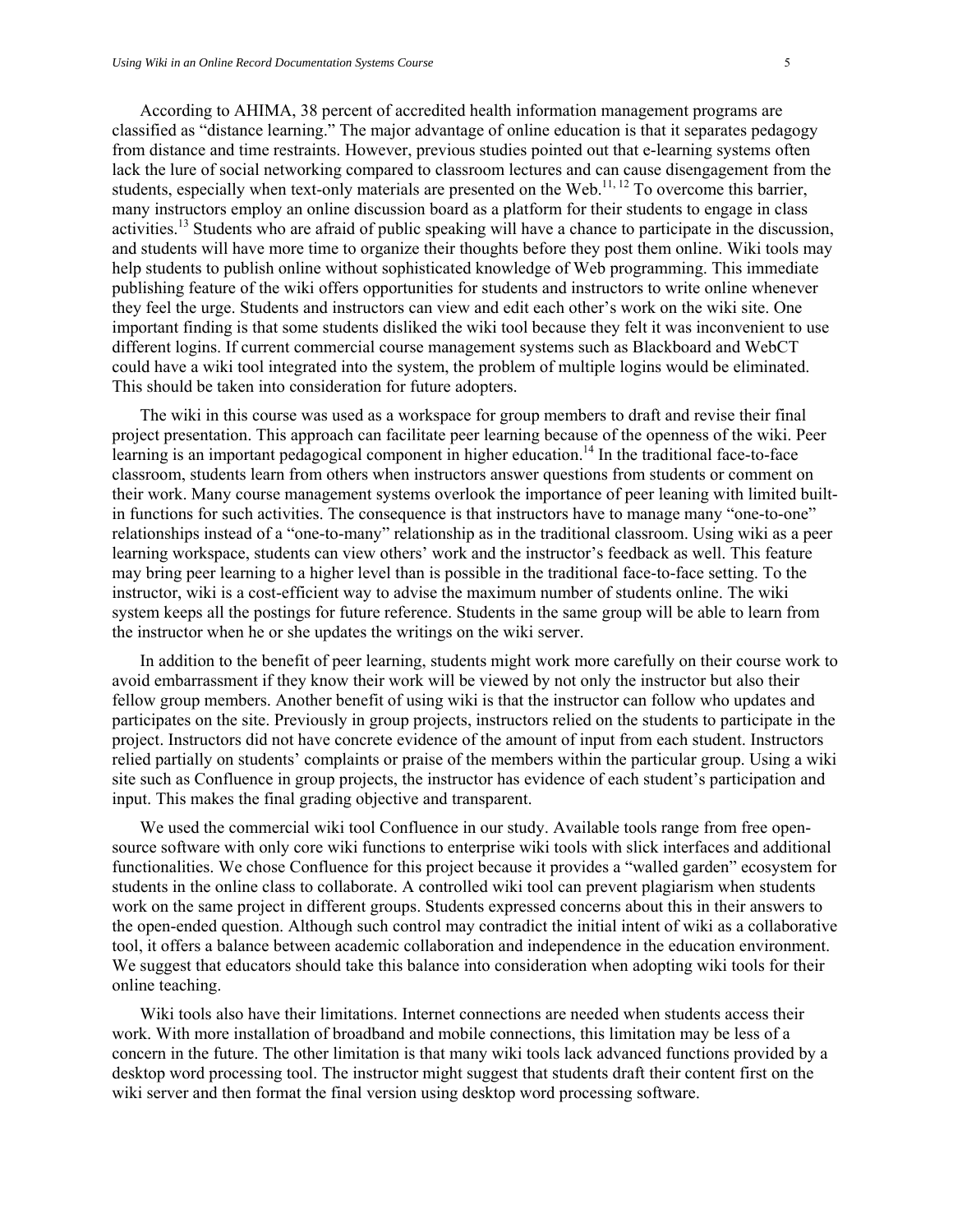According to AHIMA, 38 percent of accredited health information management programs are classified as "distance learning." The major advantage of online education is that it separates pedagogy from distance and time restraints. However, previous studies pointed out that e-learning systems often lack the lure of social networking compared to classroom lectures and can cause disengagement from the students, especially when text-only materials are presented on the Web.[11, 12] To overcome this barrier, many instructors employ an online discussion board as a platform for their students to engage in class activities.[13] Students who are afraid of public speaking will have a chance to participate in the discussion, and students will have more time to organize their thoughts before they post them online. Wiki tools may help students to publish online without sophisticated knowledge of Web programming. This immediate publishing feature of the wiki offers opportunities for students and instructors to write online whenever they feel the urge. Students and instructors can view and edit each other's work on the wiki site. One important finding is that some students disliked the wiki tool because they felt it was inconvenient to use different logins. If current commercial course management systems such as Blackboard and WebCT could have a wiki tool integrated into the system, the problem of multiple logins would be eliminated. This should be taken into consideration for future adopters.

The wiki in this course was used as a workspace for group members to draft and revise their final project presentation. This approach can facilitate peer learning because of the openness of the wiki. Peer learning is an important pedagogical component in higher education.[14] In the traditional face-to-face classroom, students learn from others when instructors answer questions from students or comment on their work. Many course management systems overlook the importance of peer leaning with limited built-in functions for such activities. The consequence is that instructors have to manage many "one-to-one" relationships instead of a "one-to-many" relationship as in the traditional classroom. Using wiki as a peer learning workspace, students can view others' work and the instructor's feedback as well. This feature may bring peer learning to a higher level than is possible in the traditional face-to-face setting. To the instructor, wiki is a cost-efficient way to advise the maximum number of students online. The wiki system keeps all the postings for future reference. Students in the same group will be able to learn from the instructor when he or she updates the writings on the wiki server.

In addition to the benefit of peer learning, students might work more carefully on their course work to avoid embarrassment if they know their work will be viewed by not only the instructor but also their fellow group members. Another benefit of using wiki is that the instructor can follow who updates and participates on the site. Previously in group projects, instructors relied on the students to participate in the project. Instructors did not have concrete evidence of the amount of input from each student. Instructors relied partially on students' complaints or praise of the members within the particular group. Using a wiki site such as Confluence in group projects, the instructor has evidence of each student's participation and input. This makes the final grading objective and transparent.

We used the commercial wiki tool Confluence in our study. Available tools range from free open-source software with only core wiki functions to enterprise wiki tools with slick interfaces and additional functionalities. We chose Confluence for this project because it provides a "walled garden" ecosystem for students in the online class to collaborate. A controlled wiki tool can prevent plagiarism when students work on the same project in different groups. Students expressed concerns about this in their answers to the open-ended question. Although such control may contradict the initial intent of wiki as a collaborative tool, it offers a balance between academic collaboration and independence in the education environment. We suggest that educators should take this balance into consideration when adopting wiki tools for their online teaching.

Wiki tools also have their limitations. Internet connections are needed when students access their work. With more installation of broadband and mobile connections, this limitation may be less of a concern in the future. The other limitation is that many wiki tools lack advanced functions provided by a desktop word processing tool. The instructor might suggest that students draft their content first on the wiki server and then format the final version using desktop word processing software.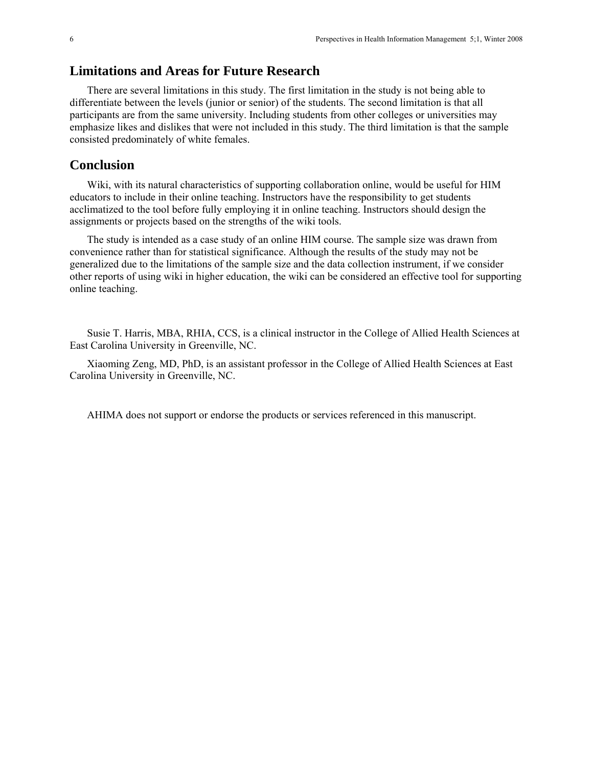## Limitations and Areas for Future Research

There are several limitations in this study. The first limitation in the study is not being able to differentiate between the levels (junior or senior) of the students. The second limitation is that all participants are from the same university. Including students from other colleges or universities may emphasize likes and dislikes that were not included in this study. The third limitation is that the sample consisted predominately of white females.

## Conclusion

Wiki, with its natural characteristics of supporting collaboration online, would be useful for HIM educators to include in their online teaching. Instructors have the responsibility to get students acclimatized to the tool before fully employing it in online teaching. Instructors should design the assignments or projects based on the strengths of the wiki tools.

The study is intended as a case study of an online HIM course. The sample size was drawn from convenience rather than for statistical significance. Although the results of the study may not be generalized due to the limitations of the sample size and the data collection instrument, if we consider other reports of using wiki in higher education, the wiki can be considered an effective tool for supporting online teaching.

Susie T. Harris, MBA, RHIA, CCS, is a clinical instructor in the College of Allied Health Sciences at East Carolina University in Greenville, NC.

Xiaoming Zeng, MD, PhD, is an assistant professor in the College of Allied Health Sciences at East Carolina University in Greenville, NC.

AHIMA does not support or endorse the products or services referenced in this manuscript.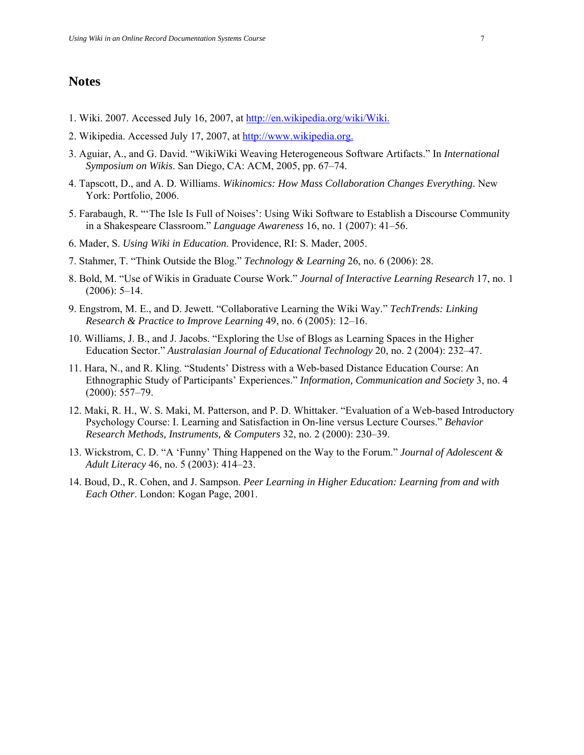## Notes

1. Wiki. 2007. Accessed July 16, 2007, at http://en.wikipedia.org/wiki/Wiki.
2. Wikipedia. Accessed July 17, 2007, at http://www.wikipedia.org.
3. Aguiar, A., and G. David. "WikiWiki Weaving Heterogeneous Software Artifacts." In *International Symposium on Wikis*. San Diego, CA: ACM, 2005, pp. 67–74.
4. Tapscott, D., and A. D. Williams. *Wikinomics: How Mass Collaboration Changes Everything*. New York: Portfolio, 2006.
5. Farabaugh, R. "'The Isle Is Full of Noises': Using Wiki Software to Establish a Discourse Community in a Shakespeare Classroom." *Language Awareness* 16, no. 1 (2007): 41–56.
6. Mader, S. *Using Wiki in Education*. Providence, RI: S. Mader, 2005.
7. Stahmer, T. "Think Outside the Blog." *Technology & Learning* 26, no. 6 (2006): 28.
8. Bold, M. "Use of Wikis in Graduate Course Work." *Journal of Interactive Learning Research* 17, no. 1 (2006): 5–14.
9. Engstrom, M. E., and D. Jewett. "Collaborative Learning the Wiki Way." *TechTrends: Linking Research & Practice to Improve Learning* 49, no. 6 (2005): 12–16.
10. Williams, J. B., and J. Jacobs. "Exploring the Use of Blogs as Learning Spaces in the Higher Education Sector." *Australasian Journal of Educational Technology* 20, no. 2 (2004): 232–47.
11. Hara, N., and R. Kling. "Students' Distress with a Web-based Distance Education Course: An Ethnographic Study of Participants' Experiences." *Information, Communication and Society* 3, no. 4 (2000): 557–79.
12. Maki, R. H., W. S. Maki, M. Patterson, and P. D. Whittaker. "Evaluation of a Web-based Introductory Psychology Course: I. Learning and Satisfaction in On-line versus Lecture Courses." *Behavior Research Methods, Instruments, & Computers* 32, no. 2 (2000): 230–39.
13. Wickstrom, C. D. "A 'Funny' Thing Happened on the Way to the Forum." *Journal of Adolescent & Adult Literacy* 46, no. 5 (2003): 414–23.
14. Boud, D., R. Cohen, and J. Sampson. *Peer Learning in Higher Education: Learning from and with Each Other*. London: Kogan Page, 2001.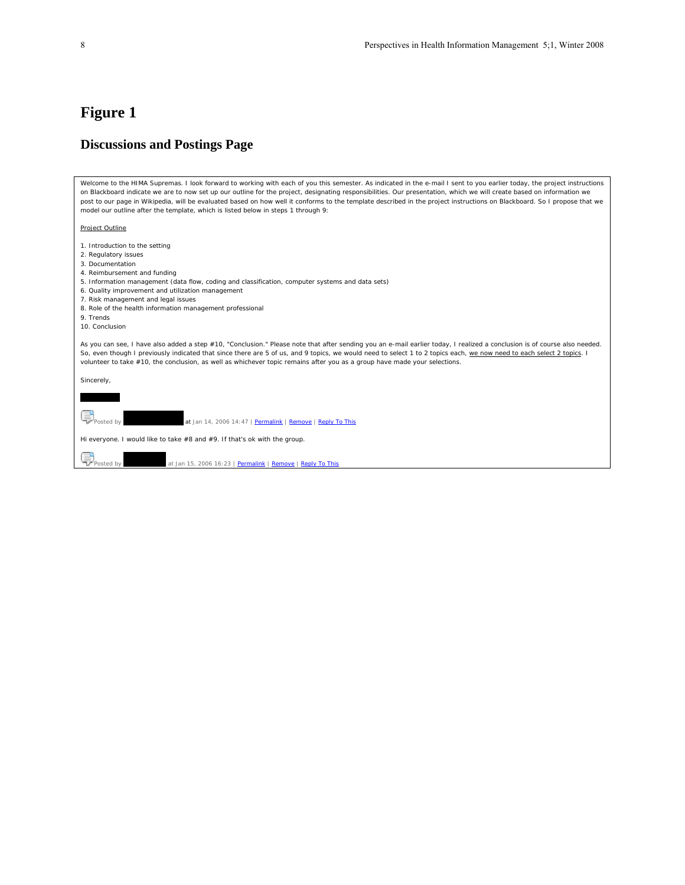# Figure 1

## Discussions and Postings Page

Welcome to the HIMA Supremas. I look forward to working with each of you this semester. As indicated in the e-mail I sent to you earlier today, the project instructions on Blackboard indicate we are to now set up our outline for the project, designating responsibilities. Our presentation, which we will create based on information we post to our page in Wikipedia, will be evaluated based on how well it conforms to the template described in the project instructions on Blackboard. So I propose that we model our outline after the template, which is listed below in steps 1 through 9:

Project Outline

1. Introduction to the setting
2. Regulatory issues
3. Documentation
4. Reimbursement and funding
5. Information management (data flow, coding and classification, computer systems and data sets)
6. Quality improvement and utilization management
7. Risk management and legal issues
8. Role of the health information management professional
9. Trends
10. Conclusion

As you can see, I have also added a step #10, "Conclusion." Please note that after sending you an e-mail earlier today, I realized a conclusion is of course also needed. So, even though I previously indicated that since there are 5 of us, and 9 topics, we would need to select 1 to 2 topics each, we now need to each select 2 topics. I volunteer to take #10, the conclusion, as well as whichever topic remains after you as a group have made your selections.

Sincerely,

Posted by at Jan 14, 2006 14:47 | Permalink | Remove | Reply To This

Hi everyone. I would like to take #8 and #9. If that's ok with the group.

Posted by at Jan 15, 2006 16:23 | Permalink | Remove | Reply To This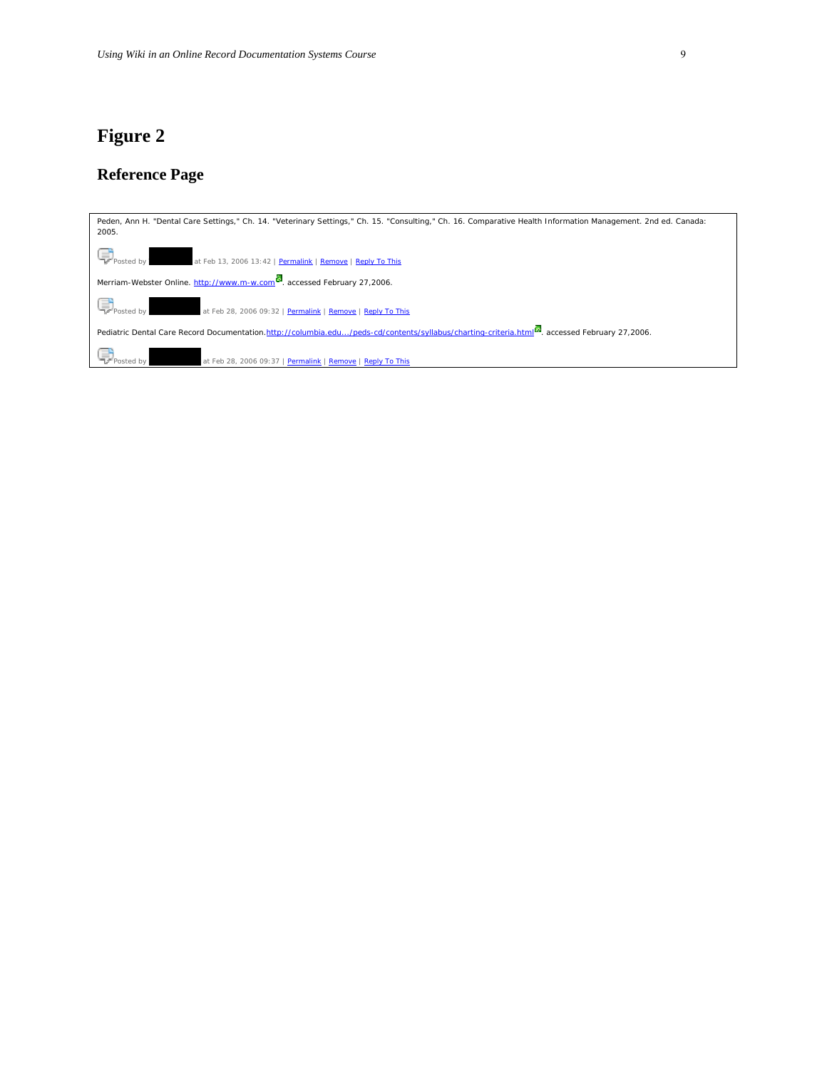# Figure 2

## Reference Page

Peden, Ann H. "Dental Care Settings," Ch. 14. "Veterinary Settings," Ch. 15. "Consulting," Ch. 16. Comparative Health Information Management. 2nd ed. Canada: 2005.

Posted by at Feb 13, 2006 13:42 | Permalink | Remove | Reply To This

Merriam-Webster Online. http://www.m-w.com. accessed February 27,2006.

Posted by at Feb 28, 2006 09:32 | Permalink | Remove | Reply To This

Pediatric Dental Care Record Documentation.http://columbia.edu.../peds-cd/contents/syllabus/charting-criteria.html. accessed February 27,2006.

Posted by at Feb 28, 2006 09:37 | Permalink | Remove | Reply To This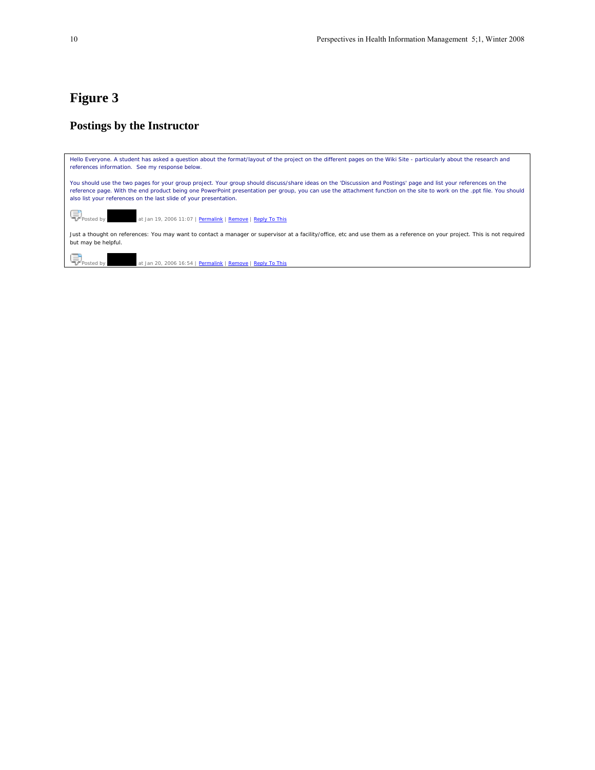# Figure 3

## Postings by the Instructor

Hello Everyone. A student has asked a question about the format/layout of the project on the different pages on the Wiki Site - particularly about the research and references information. See my response below.

You should use the two pages for your group project. Your group should discuss/share ideas on the 'Discussion and Postings' page and list your references on the reference page. With the end product being one PowerPoint presentation per group, you can use the attachment function on the site to work on the .ppt file. You should also list your references on the last slide of your presentation.

Posted by at Jan 19, 2006 11:07 | Permalink | Remove | Reply To This

Just a thought on references: You may want to contact a manager or supervisor at a facility/office, etc and use them as a reference on your project. This is not required but may be helpful.

Posted by at Jan 20, 2006 16:54 | Permalink | Remove | Reply To This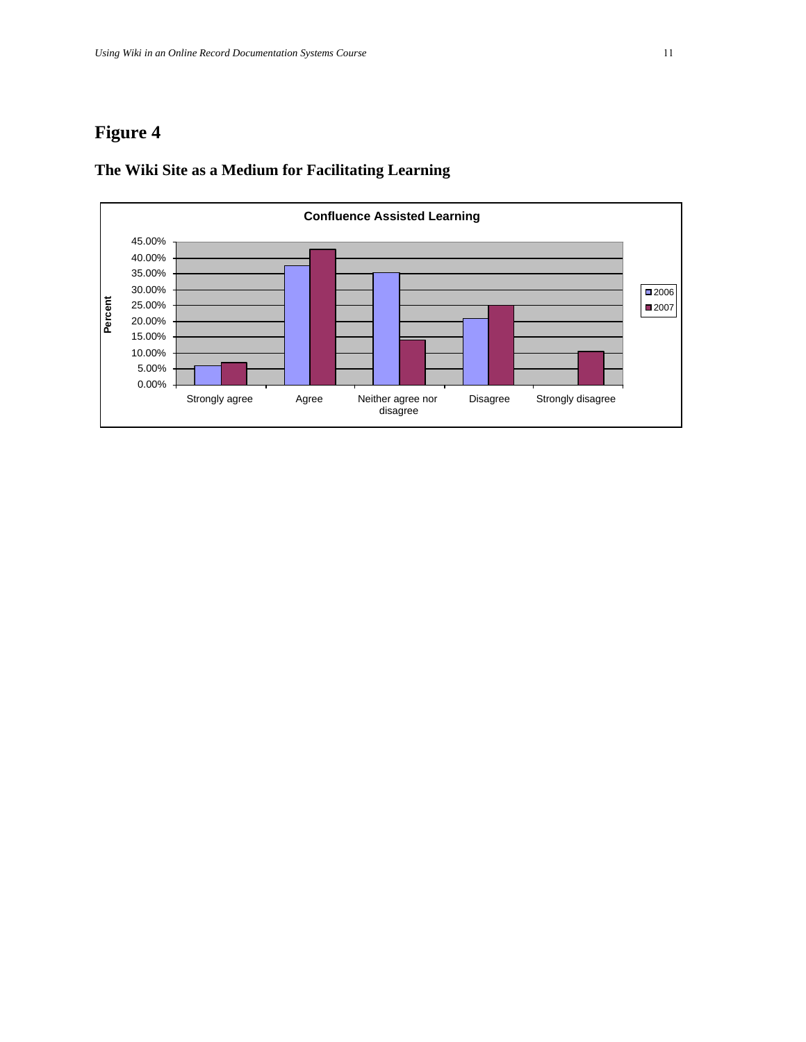# Figure 4

## The Wiki Site as a Medium for Facilitating Learning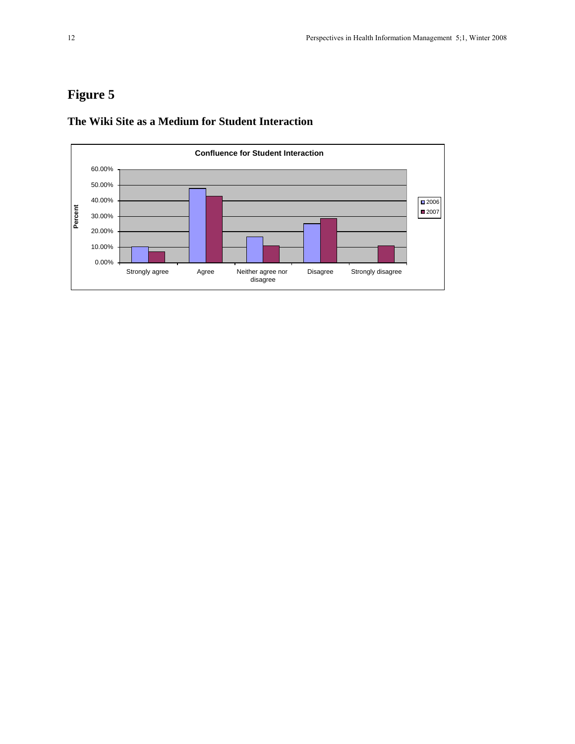# Figure 5

## The Wiki Site as a Medium for Student Interaction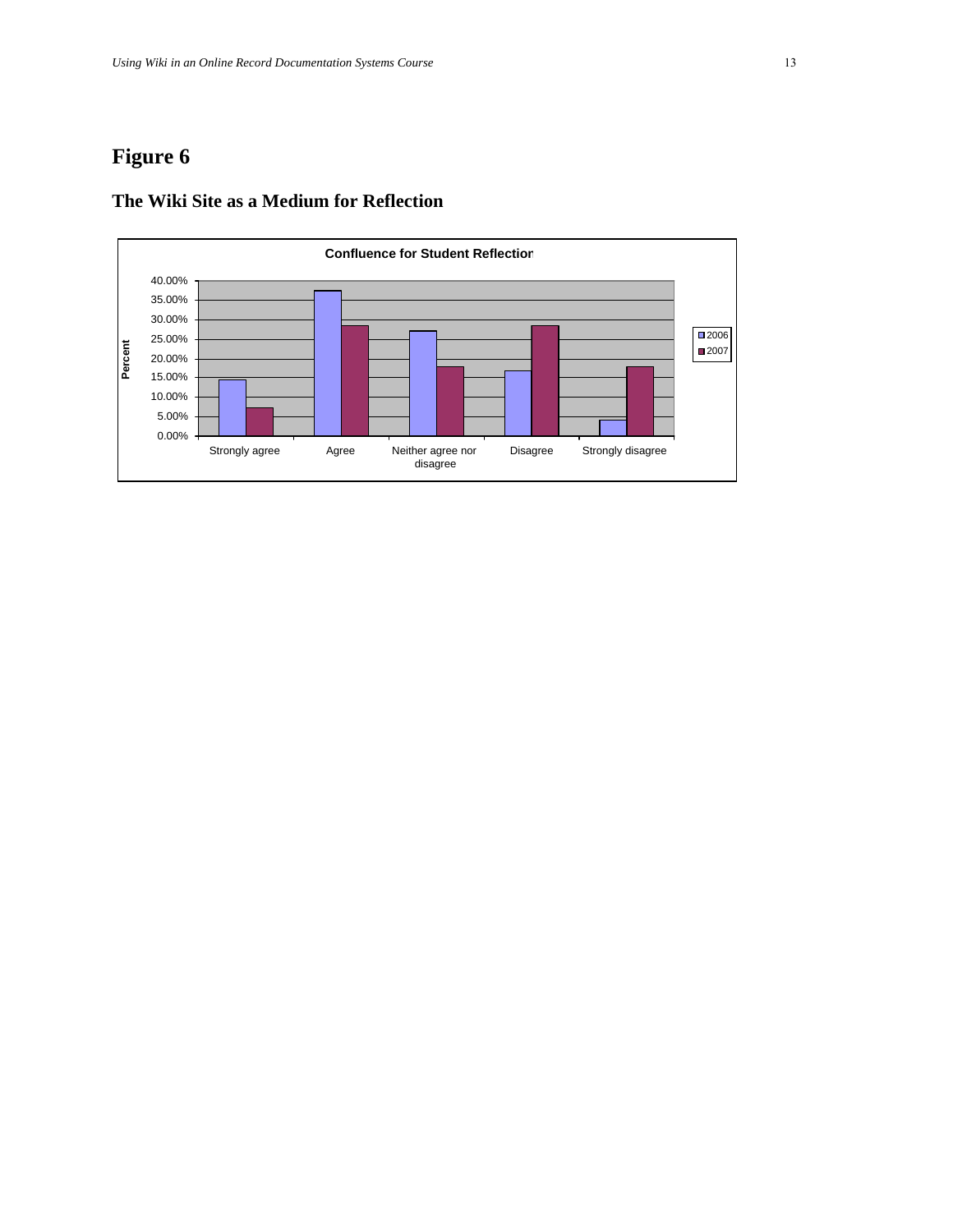## Figure 6

### The Wiki Site as a Medium for Reflection

Confluence for Student Reflection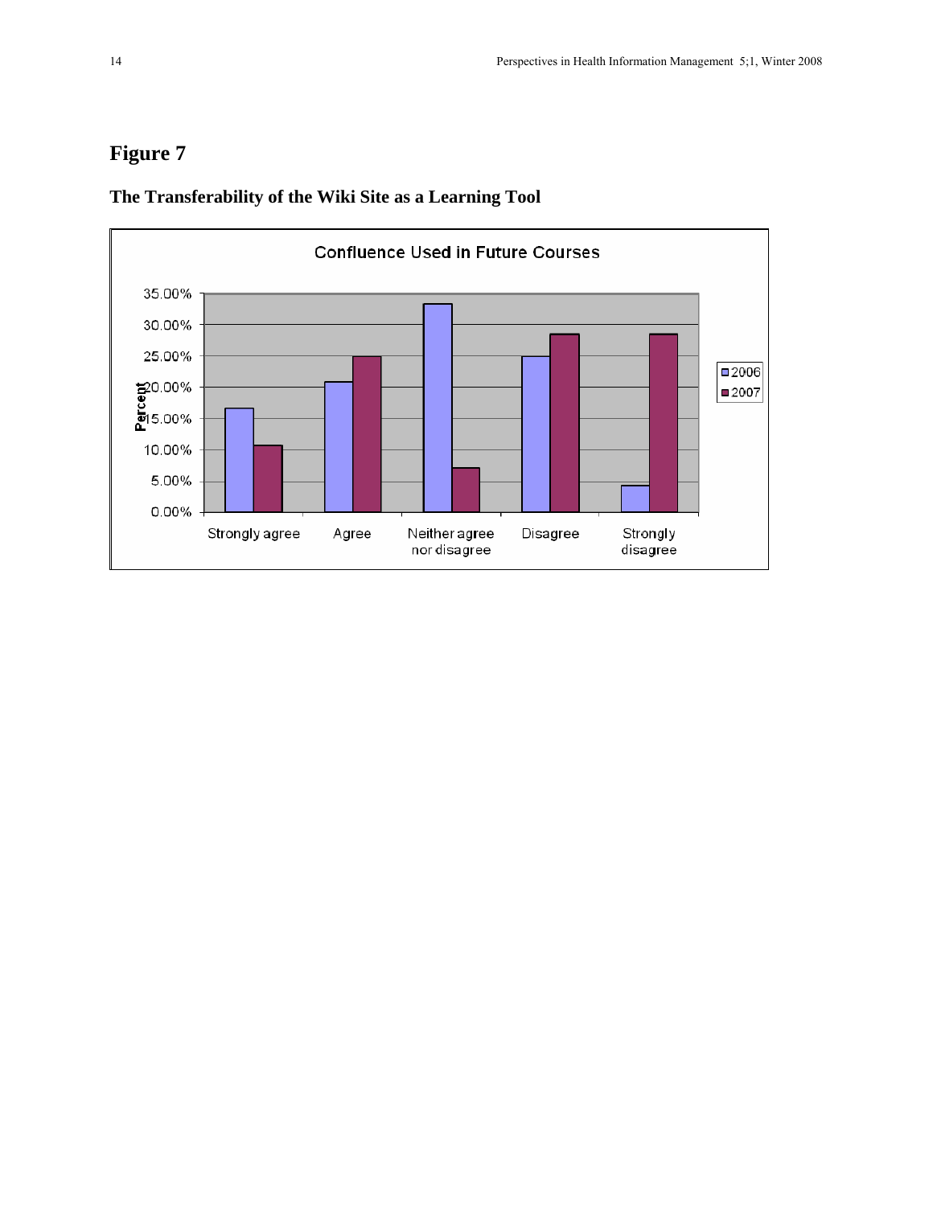# Figure 7

## The Transferability of the Wiki Site as a Learning Tool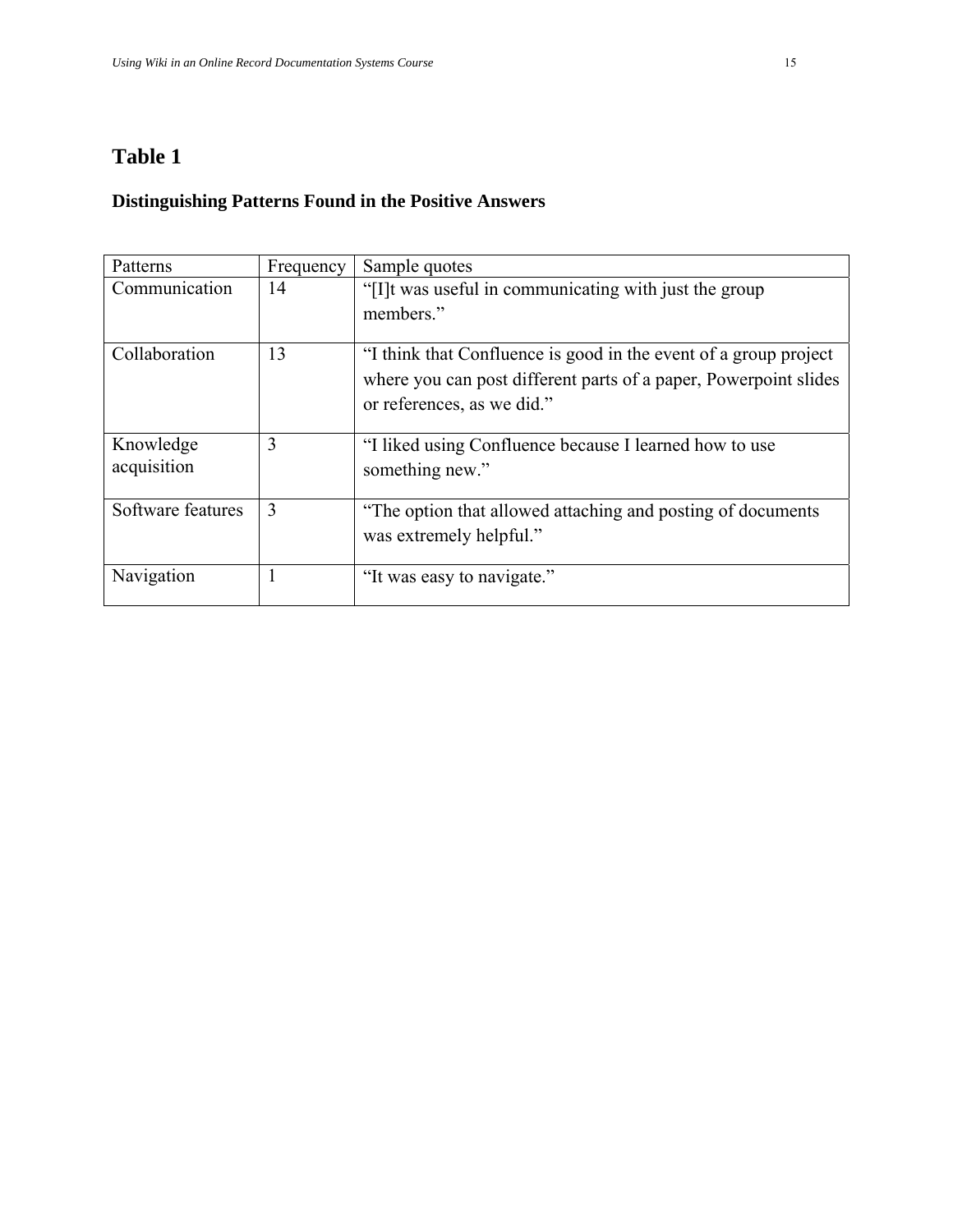## Table 1

### Distinguishing Patterns Found in the Positive Answers

| Patterns | Frequency | Sample quotes |
| --- | --- | --- |
| Communication | 14 | "[I]t was useful in communicating with just the group members." |
| Collaboration | 13 | "I think that Confluence is good in the event of a group project where you can post different parts of a paper, Powerpoint slides or references, as we did." |
| Knowledge acquisition | 3 | "I liked using Confluence because I learned how to use something new." |
| Software features | 3 | "The option that allowed attaching and posting of documents was extremely helpful." |
| Navigation | 1 | "It was easy to navigate." |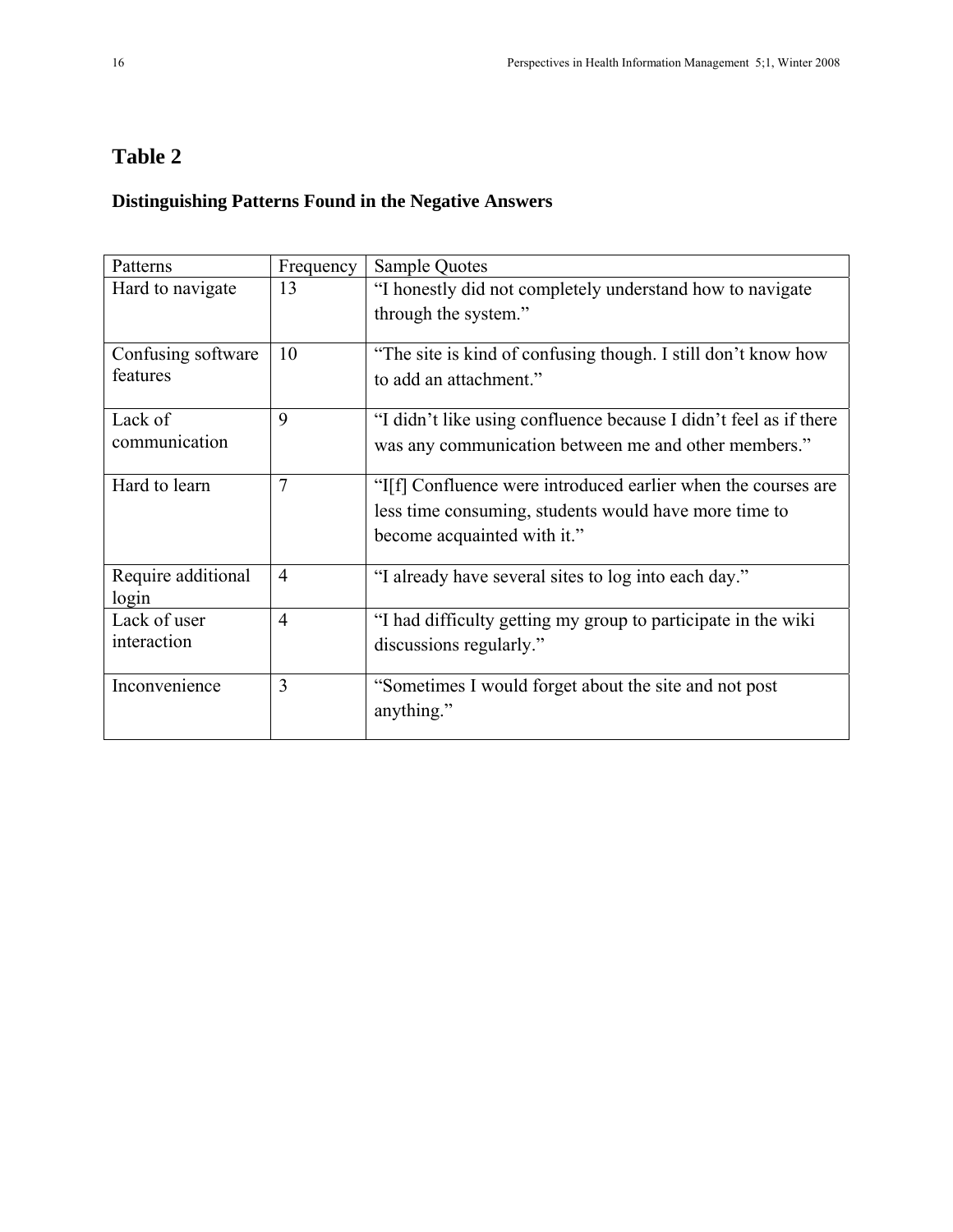## Table 2

### Distinguishing Patterns Found in the Negative Answers

| Patterns | Frequency | Sample Quotes |
|---|---|---|
| Hard to navigate | 13 | "I honestly did not completely understand how to navigate through the system." |
| Confusing software features | 10 | "The site is kind of confusing though. I still don't know how to add an attachment." |
| Lack of communication | 9 | "I didn't like using confluence because I didn't feel as if there was any communication between me and other members." |
| Hard to learn | 7 | "I[f] Confluence were introduced earlier when the courses are less time consuming, students would have more time to become acquainted with it." |
| Require additional login | 4 | "I already have several sites to log into each day." |
| Lack of user interaction | 4 | "I had difficulty getting my group to participate in the wiki discussions regularly." |
| Inconvenience | 3 | "Sometimes I would forget about the site and not post anything." |